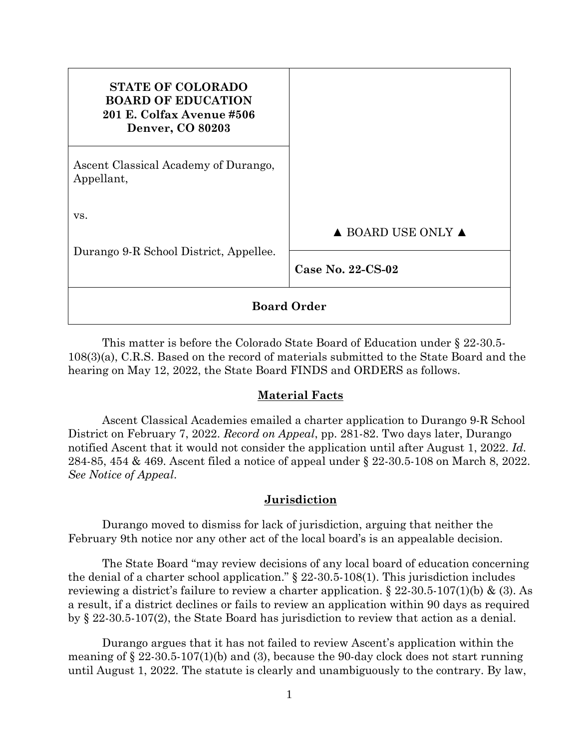| STATE OF COLORADO BOARD OF EDUCATION 201 E. Colfax Avenue #506 Denver, CO 80203 | |
| --- | --- |
| Ascent Classical Academy of Durango, Appellant,<br><br>vs.<br><br>Durango 9-R School District, Appellee. | ▲ BOARD USE ONLY ▲ |
| | **Case No. 22-CS-02** |
| **Board Order** | |

This matter is before the Colorado State Board of Education under § 22-30.5-108(3)(a), C.R.S. Based on the record of materials submitted to the State Board and the hearing on May 12, 2022, the State Board FINDS and ORDERS as follows.

## Material Facts

Ascent Classical Academies emailed a charter application to Durango 9-R School District on February 7, 2022. *Record on Appeal*, pp. 281-82. Two days later, Durango notified Ascent that it would not consider the application until after August 1, 2022. *Id.* 284-85, 454 & 469. Ascent filed a notice of appeal under § 22-30.5-108 on March 8, 2022. *See Notice of Appeal*.

## Jurisdiction

Durango moved to dismiss for lack of jurisdiction, arguing that neither the February 9th notice nor any other act of the local board's is an appealable decision.

The State Board "may review decisions of any local board of education concerning the denial of a charter school application." § 22-30.5-108(1). This jurisdiction includes reviewing a district's failure to review a charter application. § 22-30.5-107(1)(b) & (3). As a result, if a district declines or fails to review an application within 90 days as required by § 22-30.5-107(2), the State Board has jurisdiction to review that action as a denial.

Durango argues that it has not failed to review Ascent's application within the meaning of § 22-30.5-107(1)(b) and (3), because the 90-day clock does not start running until August 1, 2022. The statute is clearly and unambiguously to the contrary. By law,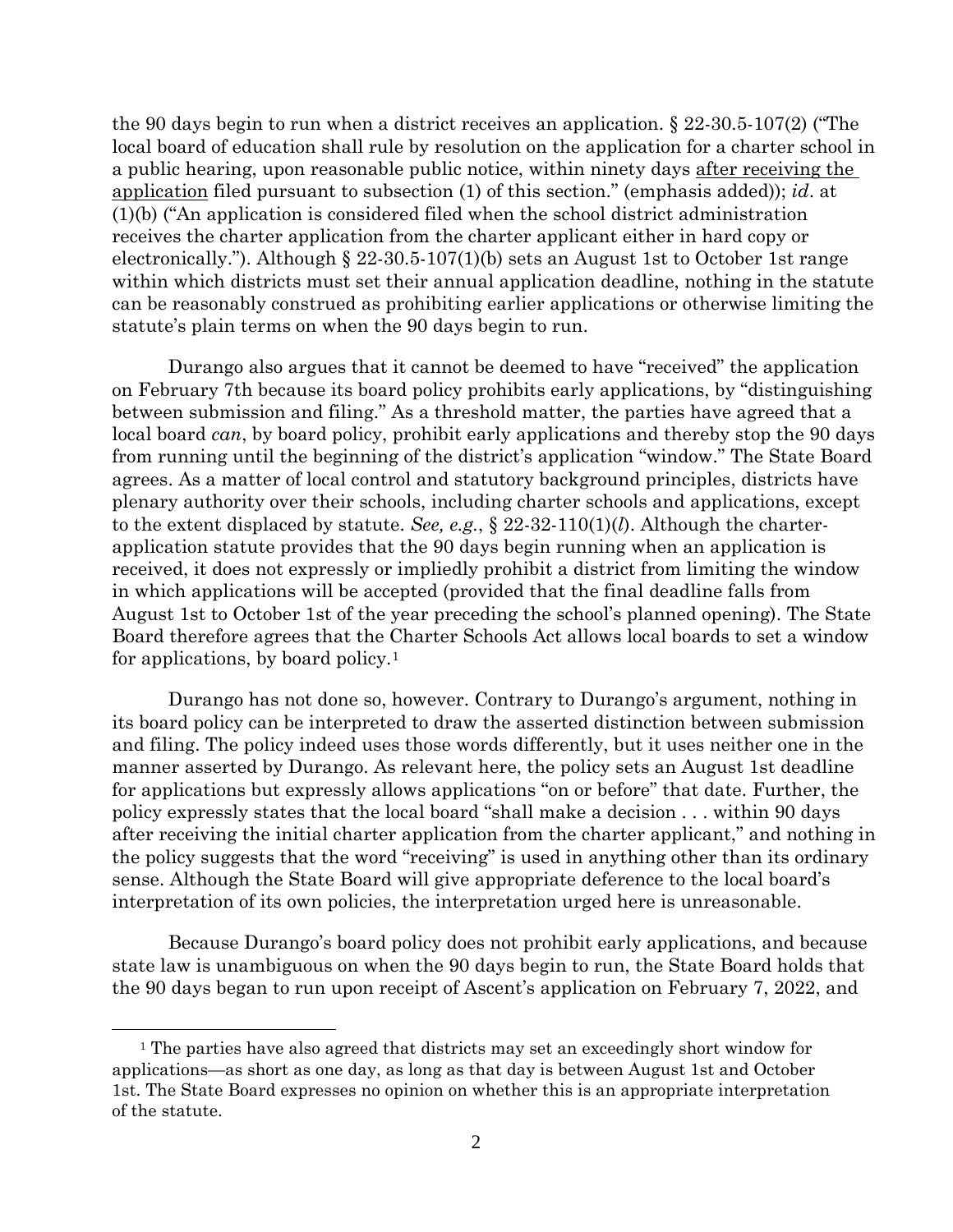the 90 days begin to run when a district receives an application. § 22-30.5-107(2) ("The local board of education shall rule by resolution on the application for a charter school in a public hearing, upon reasonable public notice, within ninety days <u>after receiving the application</u> filed pursuant to subsection (1) of this section." (emphasis added)); *id*. at (1)(b) ("An application is considered filed when the school district administration receives the charter application from the charter applicant either in hard copy or electronically."). Although § 22-30.5-107(1)(b) sets an August 1st to October 1st range within which districts must set their annual application deadline, nothing in the statute can be reasonably construed as prohibiting earlier applications or otherwise limiting the statute's plain terms on when the 90 days begin to run.

Durango also argues that it cannot be deemed to have "received" the application on February 7th because its board policy prohibits early applications, by "distinguishing between submission and filing." As a threshold matter, the parties have agreed that a local board *can*, by board policy, prohibit early applications and thereby stop the 90 days from running until the beginning of the district's application "window." The State Board agrees. As a matter of local control and statutory background principles, districts have plenary authority over their schools, including charter schools and applications, except to the extent displaced by statute. *See, e.g.*, § 22-32-110(1)(*l*). Although the charter-application statute provides that the 90 days begin running when an application is received, it does not expressly or impliedly prohibit a district from limiting the window in which applications will be accepted (provided that the final deadline falls from August 1st to October 1st of the year preceding the school's planned opening). The State Board therefore agrees that the Charter Schools Act allows local boards to set a window for applications, by board policy.[1]

Durango has not done so, however. Contrary to Durango's argument, nothing in its board policy can be interpreted to draw the asserted distinction between submission and filing. The policy indeed uses those words differently, but it uses neither one in the manner asserted by Durango. As relevant here, the policy sets an August 1st deadline for applications but expressly allows applications "on or before" that date. Further, the policy expressly states that the local board "shall make a decision . . . within 90 days after receiving the initial charter application from the charter applicant," and nothing in the policy suggests that the word "receiving" is used in anything other than its ordinary sense. Although the State Board will give appropriate deference to the local board's interpretation of its own policies, the interpretation urged here is unreasonable.

Because Durango's board policy does not prohibit early applications, and because state law is unambiguous on when the 90 days begin to run, the State Board holds that the 90 days began to run upon receipt of Ascent's application on February 7, 2022, and

---

[1] The parties have also agreed that districts may set an exceedingly short window for applications—as short as one day, as long as that day is between August 1st and October 1st. The State Board expresses no opinion on whether this is an appropriate interpretation of the statute.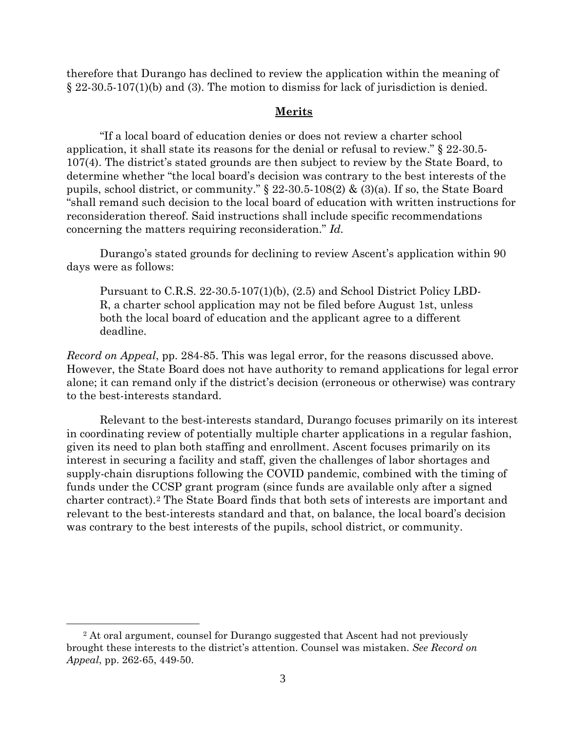therefore that Durango has declined to review the application within the meaning of § 22-30.5-107(1)(b) and (3). The motion to dismiss for lack of jurisdiction is denied.

## Merits

"If a local board of education denies or does not review a charter school application, it shall state its reasons for the denial or refusal to review." § 22-30.5-107(4). The district's stated grounds are then subject to review by the State Board, to determine whether "the local board's decision was contrary to the best interests of the pupils, school district, or community." § 22-30.5-108(2) & (3)(a). If so, the State Board "shall remand such decision to the local board of education with written instructions for reconsideration thereof. Said instructions shall include specific recommendations concerning the matters requiring reconsideration." *Id.*

Durango's stated grounds for declining to review Ascent's application within 90 days were as follows:

> Pursuant to C.R.S. 22-30.5-107(1)(b), (2.5) and School District Policy LBD-R, a charter school application may not be filed before August 1st, unless both the local board of education and the applicant agree to a different deadline.

*Record on Appeal*, pp. 284-85. This was legal error, for the reasons discussed above. However, the State Board does not have authority to remand applications for legal error alone; it can remand only if the district's decision (erroneous or otherwise) was contrary to the best-interests standard.

Relevant to the best-interests standard, Durango focuses primarily on its interest in coordinating review of potentially multiple charter applications in a regular fashion, given its need to plan both staffing and enrollment. Ascent focuses primarily on its interest in securing a facility and staff, given the challenges of labor shortages and supply-chain disruptions following the COVID pandemic, combined with the timing of funds under the CCSP grant program (since funds are available only after a signed charter contract).[2] The State Board finds that both sets of interests are important and relevant to the best-interests standard and that, on balance, the local board's decision was contrary to the best interests of the pupils, school district, or community.

---

[2] At oral argument, counsel for Durango suggested that Ascent had not previously brought these interests to the district's attention. Counsel was mistaken. *See Record on Appeal*, pp. 262-65, 449-50.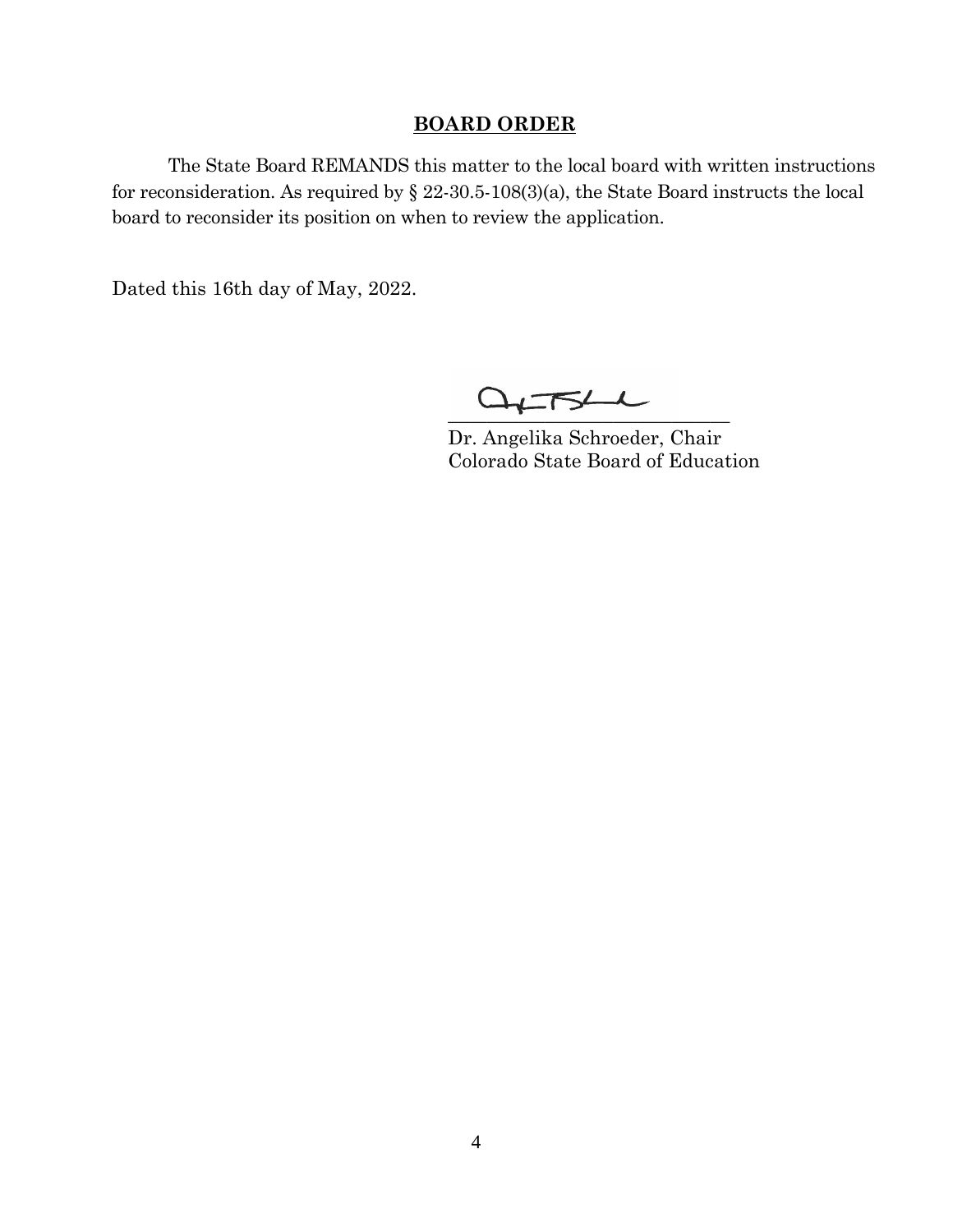## BOARD ORDER

The State Board REMANDS this matter to the local board with written instructions for reconsideration. As required by § 22-30.5-108(3)(a), the State Board instructs the local board to reconsider its position on when to review the application.

Dated this 16th day of May, 2022.

\_\_\_\_\_\_\_\_\_\_\_\_\_\_\_\_\_\_\_\_\_\_\_\_\_\_\_\_\_\_
Dr. Angelika Schroeder, Chair
Colorado State Board of Education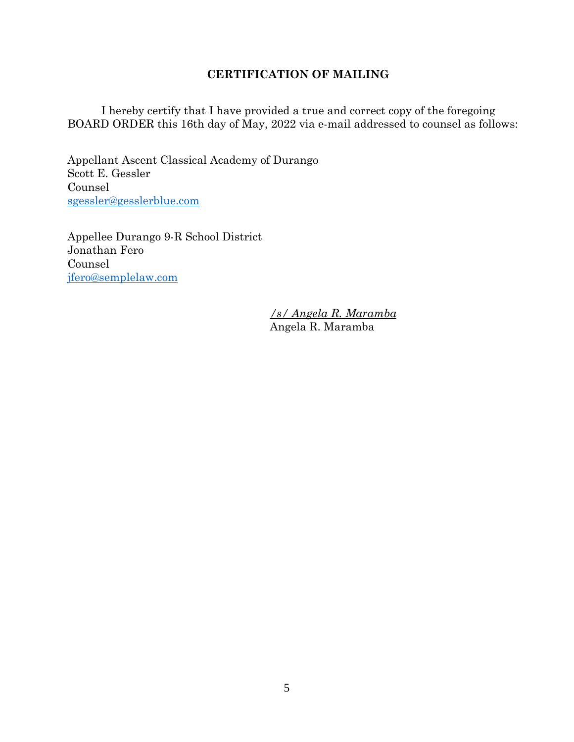## CERTIFICATION OF MAILING

I hereby certify that I have provided a true and correct copy of the foregoing BOARD ORDER this 16th day of May, 2022 via e-mail addressed to counsel as follows:

Appellant Ascent Classical Academy of Durango
Scott E. Gessler
Counsel
sgessler@gesslerblue.com

Appellee Durango 9-R School District
Jonathan Fero
Counsel
jfero@semplelaw.com

*/s/ Angela R. Maramba*
Angela R. Maramba